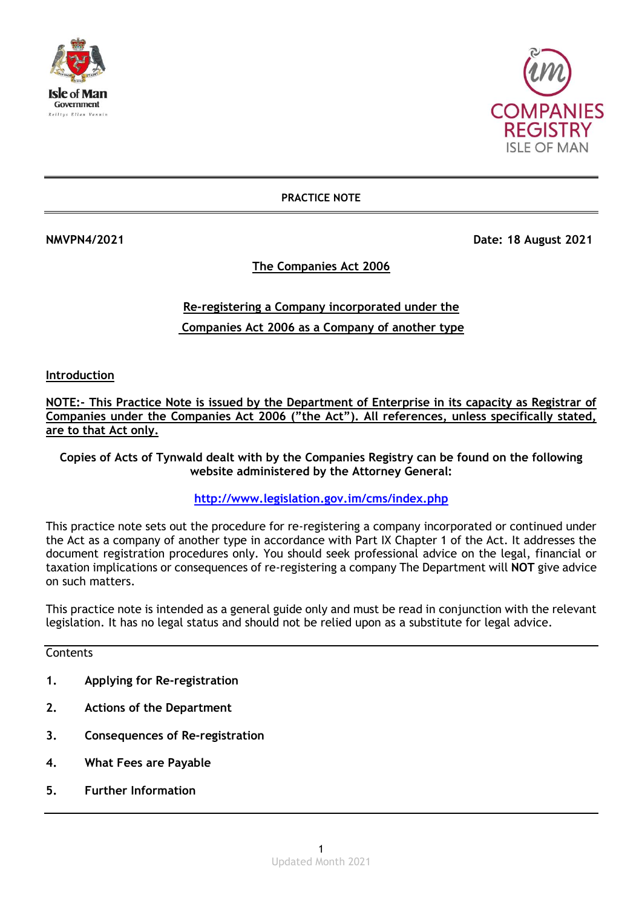**PRACTICE NOTE**

**NMVPN4/2021** **Date: 18 August 2021**

# The Companies Act 2006

## Re-registering a Company incorporated under the Companies Act 2006 as a Company of another type

### Introduction

**NOTE:- This Practice Note is issued by the Department of Enterprise in its capacity as Registrar of Companies under the Companies Act 2006 ("the Act"). All references, unless specifically stated, are to that Act only.**

**Copies of Acts of Tynwald dealt with by the Companies Registry can be found on the following website administered by the Attorney General:**

http://www.legislation.gov.im/cms/index.php

This practice note sets out the procedure for re-registering a company incorporated or continued under the Act as a company of another type in accordance with Part IX Chapter 1 of the Act. It addresses the document registration procedures only. You should seek professional advice on the legal, financial or taxation implications or consequences of re-registering a company The Department will **NOT** give advice on such matters.

This practice note is intended as a general guide only and must be read in conjunction with the relevant legislation. It has no legal status and should not be relied upon as a substitute for legal advice.

Contents

1. **Applying for Re-registration**
2. **Actions of the Department**
3. **Consequences of Re-registration**
4. **What Fees are Payable**
5. **Further Information**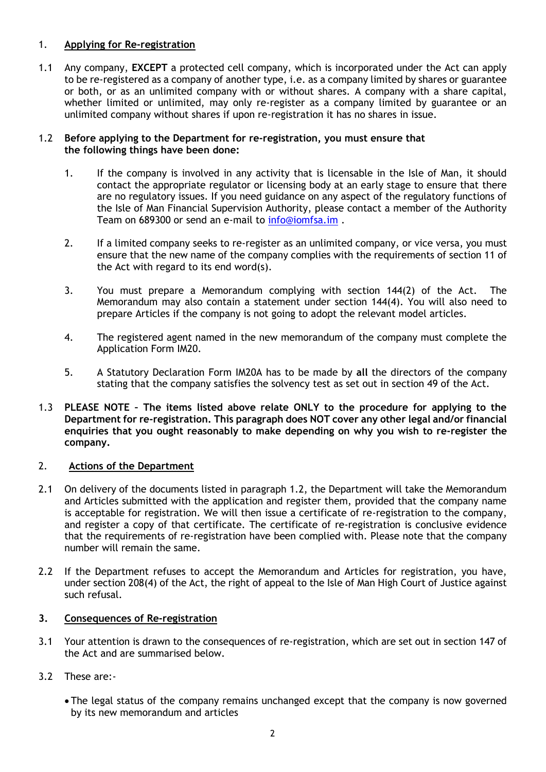## 1. Applying for Re-registration

1.1 Any company, **EXCEPT** a protected cell company, which is incorporated under the Act can apply to be re-registered as a company of another type, i.e. as a company limited by shares or guarantee or both, or as an unlimited company with or without shares. A company with a share capital, whether limited or unlimited, may only re-register as a company limited by guarantee or an unlimited company without shares if upon re-registration it has no shares in issue.

1.2 **Before applying to the Department for re-registration, you must ensure that the following things have been done:**

1. If the company is involved in any activity that is licensable in the Isle of Man, it should contact the appropriate regulator or licensing body at an early stage to ensure that there are no regulatory issues. If you need guidance on any aspect of the regulatory functions of the Isle of Man Financial Supervision Authority, please contact a member of the Authority Team on 689300 or send an e-mail to info@iomfsa.im .
2. If a limited company seeks to re-register as an unlimited company, or vice versa, you must ensure that the new name of the company complies with the requirements of section 11 of the Act with regard to its end word(s).
3. You must prepare a Memorandum complying with section 144(2) of the Act. The Memorandum may also contain a statement under section 144(4). You will also need to prepare Articles if the company is not going to adopt the relevant model articles.
4. The registered agent named in the new memorandum of the company must complete the Application Form IM20.
5. A Statutory Declaration Form IM20A has to be made by **all** the directors of the company stating that the company satisfies the solvency test as set out in section 49 of the Act.

1.3 **PLEASE NOTE – The items listed above relate ONLY to the procedure for applying to the Department for re-registration. This paragraph does NOT cover any other legal and/or financial enquiries that you ought reasonably to make depending on why you wish to re-register the company.**

## 2. Actions of the Department

2.1 On delivery of the documents listed in paragraph 1.2, the Department will take the Memorandum and Articles submitted with the application and register them, provided that the company name is acceptable for registration. We will then issue a certificate of re-registration to the company, and register a copy of that certificate. The certificate of re-registration is conclusive evidence that the requirements of re-registration have been complied with. Please note that the company number will remain the same.

2.2 If the Department refuses to accept the Memorandum and Articles for registration, you have, under section 208(4) of the Act, the right of appeal to the Isle of Man High Court of Justice against such refusal.

## 3. Consequences of Re-registration

3.1 Your attention is drawn to the consequences of re-registration, which are set out in section 147 of the Act and are summarised below.

3.2 These are:-

- The legal status of the company remains unchanged except that the company is now governed by its new memorandum and articles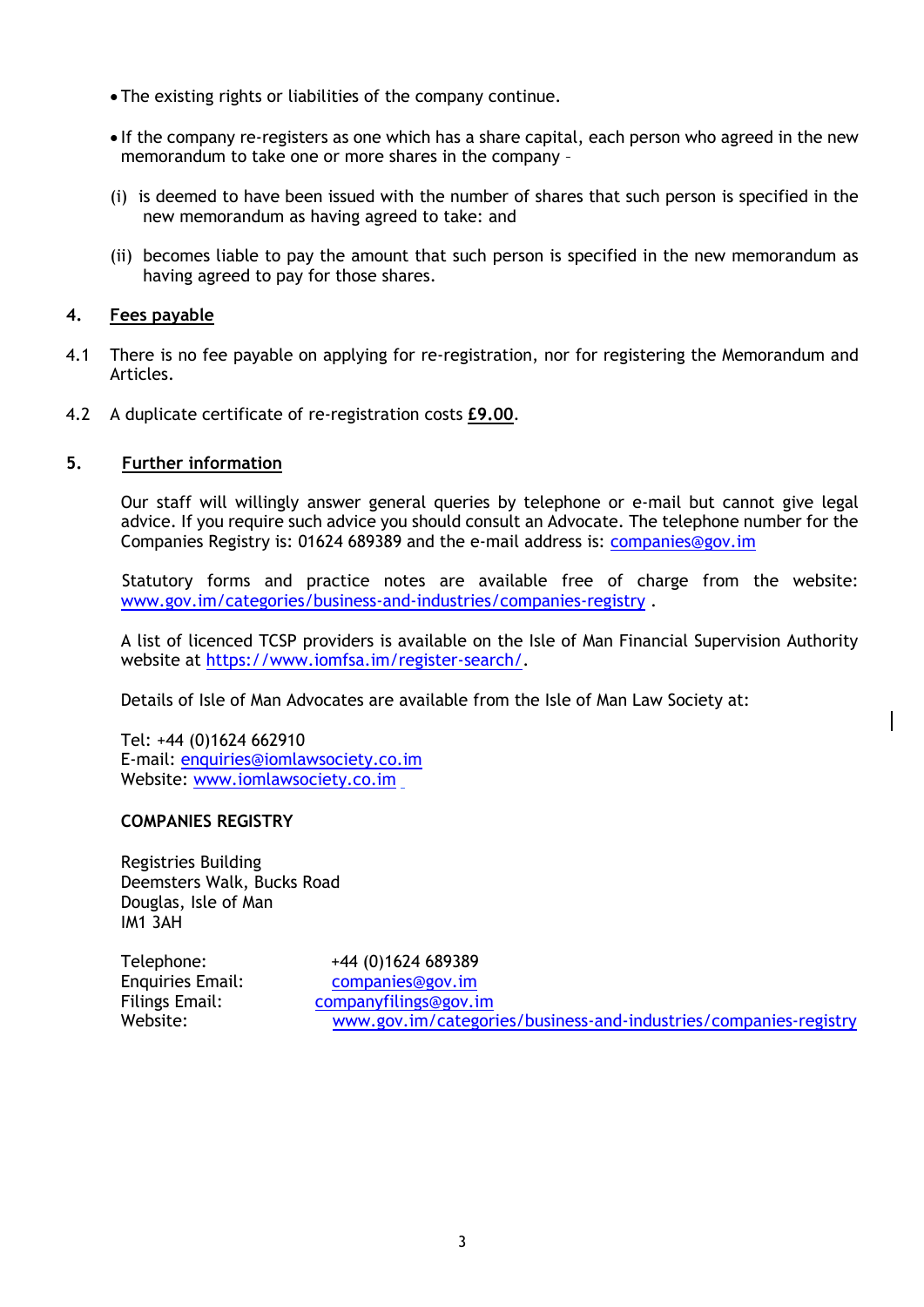- The existing rights or liabilities of the company continue.

- If the company re-registers as one which has a share capital, each person who agreed in the new memorandum to take one or more shares in the company –

  (i) is deemed to have been issued with the number of shares that such person is specified in the new memorandum as having agreed to take: and

  (ii) becomes liable to pay the amount that such person is specified in the new memorandum as having agreed to pay for those shares.

## 4. Fees payable

4.1 There is no fee payable on applying for re-registration, nor for registering the Memorandum and Articles.

4.2 A duplicate certificate of re-registration costs **£9.00**.

## 5. Further information

Our staff will willingly answer general queries by telephone or e-mail but cannot give legal advice. If you require such advice you should consult an Advocate. The telephone number for the Companies Registry is: 01624 689389 and the e-mail address is: companies@gov.im

Statutory forms and practice notes are available free of charge from the website: www.gov.im/categories/business-and-industries/companies-registry .

A list of licenced TCSP providers is available on the Isle of Man Financial Supervision Authority website at https://www.iomfsa.im/register-search/.

Details of Isle of Man Advocates are available from the Isle of Man Law Society at:

Tel: +44 (0)1624 662910
E-mail: enquiries@iomlawsociety.co.im
Website: www.iomlawsociety.co.im

**COMPANIES REGISTRY**

Registries Building
Deemsters Walk, Bucks Road
Douglas, Isle of Man
IM1 3AH

Telephone: +44 (0)1624 689389
Enquiries Email: companies@gov.im
Filings Email: companyfilings@gov.im
Website: www.gov.im/categories/business-and-industries/companies-registry